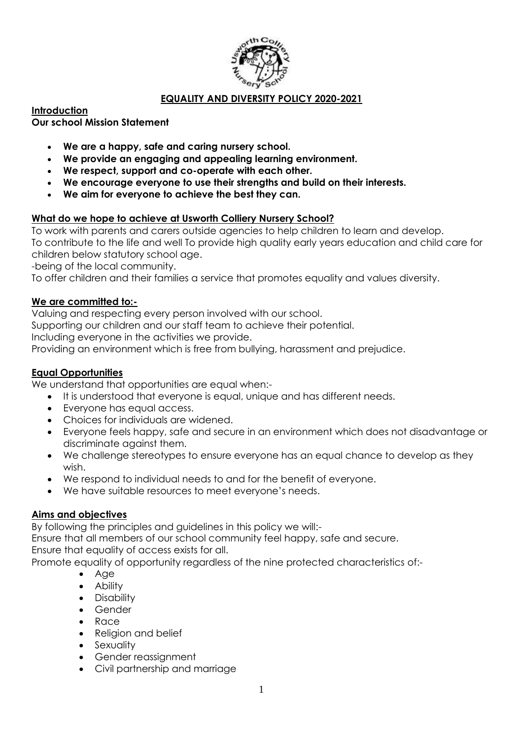**EQUALITY AND DIVERSITY POLICY 2020-2021**

## Introduction

**Our school Mission Statement**

- **We are a happy, safe and caring nursery school.**
- **We provide an engaging and appealing learning environment.**
- **We respect, support and co-operate with each other.**
- **We encourage everyone to use their strengths and build on their interests.**
- **We aim for everyone to achieve the best they can.**

## What do we hope to achieve at Usworth Colliery Nursery School?

To work with parents and carers outside agencies to help children to learn and develop.
To contribute to the life and well To provide high quality early years education and child care for children below statutory school age.
-being of the local community.
To offer children and their families a service that promotes equality and values diversity.

## We are committed to:-

Valuing and respecting every person involved with our school.
Supporting our children and our staff team to achieve their potential.
Including everyone in the activities we provide.
Providing an environment which is free from bullying, harassment and prejudice.

## Equal Opportunities

We understand that opportunities are equal when:-

- It is understood that everyone is equal, unique and has different needs.
- Everyone has equal access.
- Choices for individuals are widened.
- Everyone feels happy, safe and secure in an environment which does not disadvantage or discriminate against them.
- We challenge stereotypes to ensure everyone has an equal chance to develop as they wish.
- We respond to individual needs to and for the benefit of everyone.
- We have suitable resources to meet everyone's needs.

## Aims and objectives

By following the principles and guidelines in this policy we will:-
Ensure that all members of our school community feel happy, safe and secure.
Ensure that equality of access exists for all.
Promote equality of opportunity regardless of the nine protected characteristics of:-

- Age
- Ability
- Disability
- Gender
- Race
- Religion and belief
- Sexuality
- Gender reassignment
- Civil partnership and marriage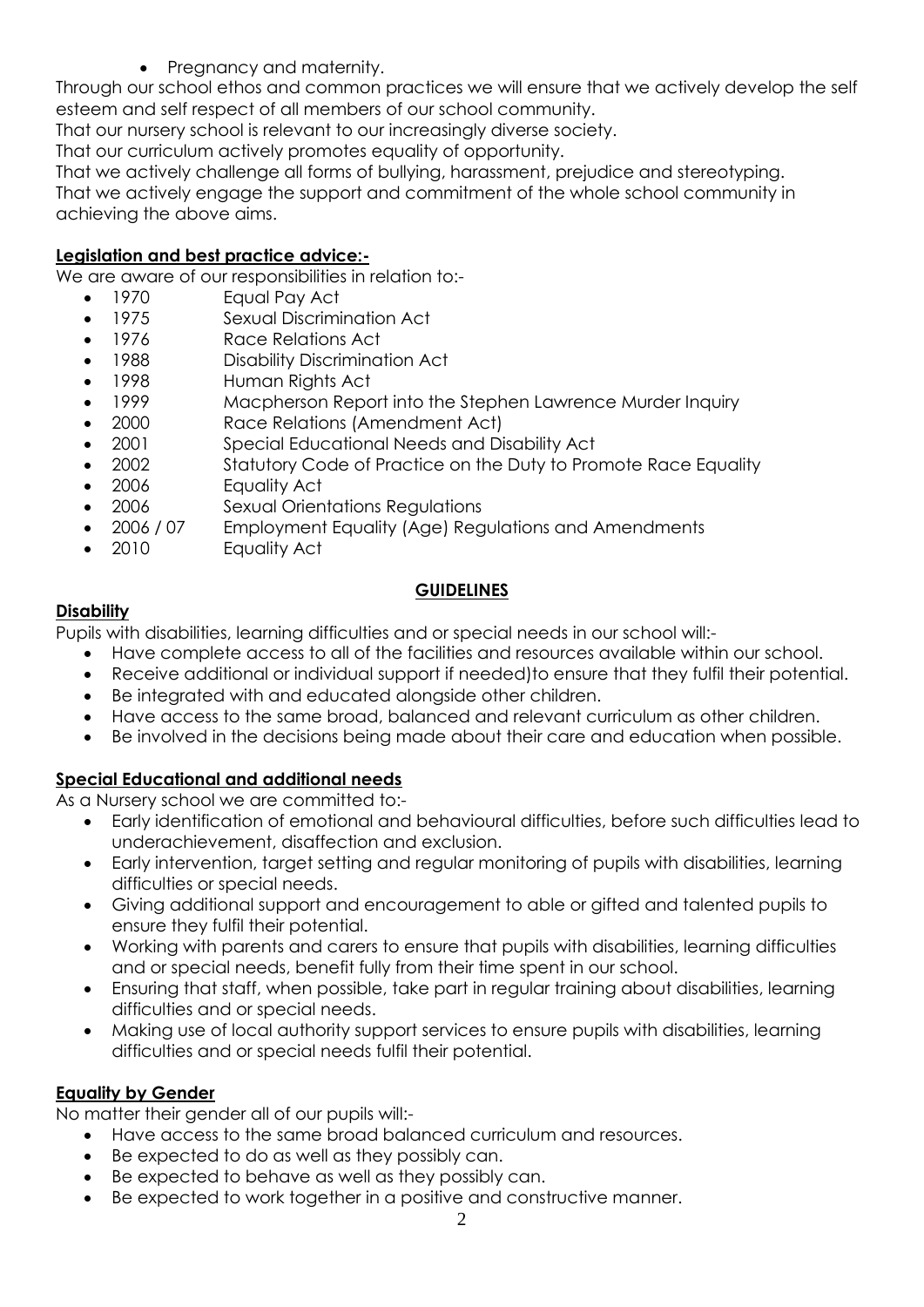- Pregnancy and maternity.

Through our school ethos and common practices we will ensure that we actively develop the self esteem and self respect of all members of our school community.

That our nursery school is relevant to our increasingly diverse society.

That our curriculum actively promotes equality of opportunity.

That we actively challenge all forms of bullying, harassment, prejudice and stereotyping.

That we actively engage the support and commitment of the whole school community in achieving the above aims.

**Legislation and best practice advice:-**

We are aware of our responsibilities in relation to:-

- 1970 Equal Pay Act
- 1975 Sexual Discrimination Act
- 1976 Race Relations Act
- 1988 Disability Discrimination Act
- 1998 Human Rights Act
- 1999 Macpherson Report into the Stephen Lawrence Murder Inquiry
- 2000 Race Relations (Amendment Act)
- 2001 Special Educational Needs and Disability Act
- 2002 Statutory Code of Practice on the Duty to Promote Race Equality
- 2006 Equality Act
- 2006 Sexual Orientations Regulations
- 2006 / 07 Employment Equality (Age) Regulations and Amendments
- 2010 Equality Act

## GUIDELINES

**Disability**

Pupils with disabilities, learning difficulties and or special needs in our school will:-

- Have complete access to all of the facilities and resources available within our school.
- Receive additional or individual support if needed)to ensure that they fulfil their potential.
- Be integrated with and educated alongside other children.
- Have access to the same broad, balanced and relevant curriculum as other children.
- Be involved in the decisions being made about their care and education when possible.

**Special Educational and additional needs**

As a Nursery school we are committed to:-

- Early identification of emotional and behavioural difficulties, before such difficulties lead to underachievement, disaffection and exclusion.
- Early intervention, target setting and regular monitoring of pupils with disabilities, learning difficulties or special needs.
- Giving additional support and encouragement to able or gifted and talented pupils to ensure they fulfil their potential.
- Working with parents and carers to ensure that pupils with disabilities, learning difficulties and or special needs, benefit fully from their time spent in our school.
- Ensuring that staff, when possible, take part in regular training about disabilities, learning difficulties and or special needs.
- Making use of local authority support services to ensure pupils with disabilities, learning difficulties and or special needs fulfil their potential.

**Equality by Gender**

No matter their gender all of our pupils will:-

- Have access to the same broad balanced curriculum and resources.
- Be expected to do as well as they possibly can.
- Be expected to behave as well as they possibly can.
- Be expected to work together in a positive and constructive manner.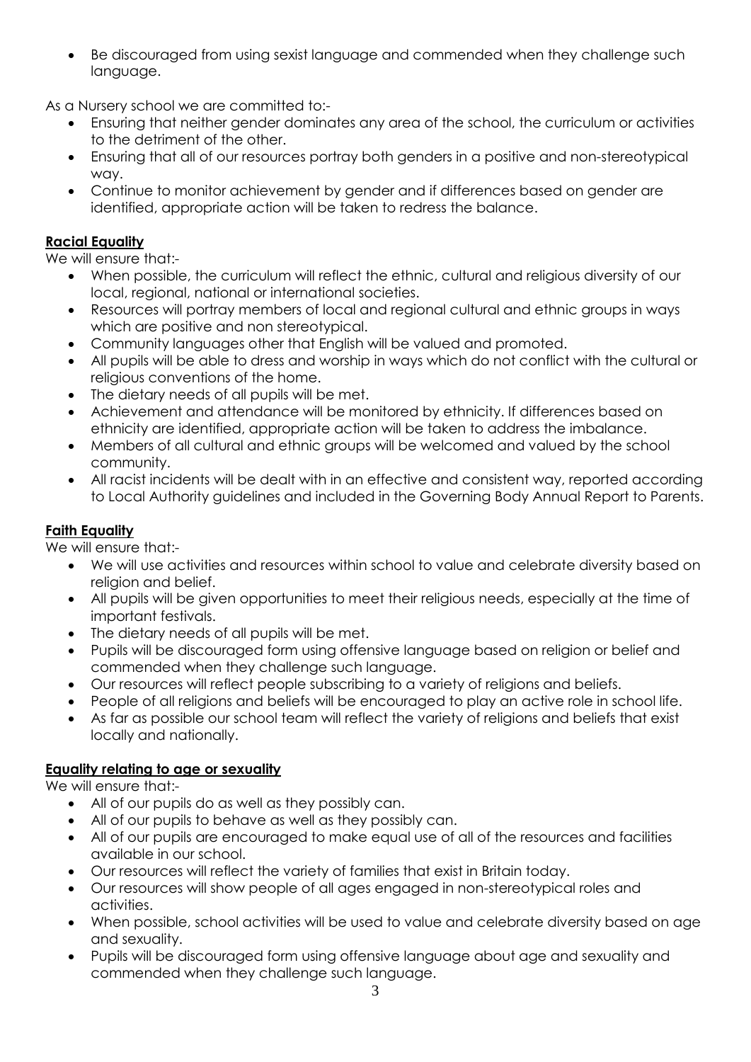- Be discouraged from using sexist language and commended when they challenge such language.

As a Nursery school we are committed to:-

- Ensuring that neither gender dominates any area of the school, the curriculum or activities to the detriment of the other.
- Ensuring that all of our resources portray both genders in a positive and non-stereotypical way.
- Continue to monitor achievement by gender and if differences based on gender are identified, appropriate action will be taken to redress the balance.

**Racial Equality**

We will ensure that:-

- When possible, the curriculum will reflect the ethnic, cultural and religious diversity of our local, regional, national or international societies.
- Resources will portray members of local and regional cultural and ethnic groups in ways which are positive and non stereotypical.
- Community languages other that English will be valued and promoted.
- All pupils will be able to dress and worship in ways which do not conflict with the cultural or religious conventions of the home.
- The dietary needs of all pupils will be met.
- Achievement and attendance will be monitored by ethnicity. If differences based on ethnicity are identified, appropriate action will be taken to address the imbalance.
- Members of all cultural and ethnic groups will be welcomed and valued by the school community.
- All racist incidents will be dealt with in an effective and consistent way, reported according to Local Authority guidelines and included in the Governing Body Annual Report to Parents.

**Faith Equality**

We will ensure that:-

- We will use activities and resources within school to value and celebrate diversity based on religion and belief.
- All pupils will be given opportunities to meet their religious needs, especially at the time of important festivals.
- The dietary needs of all pupils will be met.
- Pupils will be discouraged form using offensive language based on religion or belief and commended when they challenge such language.
- Our resources will reflect people subscribing to a variety of religions and beliefs.
- People of all religions and beliefs will be encouraged to play an active role in school life.
- As far as possible our school team will reflect the variety of religions and beliefs that exist locally and nationally.

**Equality relating to age or sexuality**

We will ensure that:-

- All of our pupils do as well as they possibly can.
- All of our pupils to behave as well as they possibly can.
- All of our pupils are encouraged to make equal use of all of the resources and facilities available in our school.
- Our resources will reflect the variety of families that exist in Britain today.
- Our resources will show people of all ages engaged in non-stereotypical roles and activities.
- When possible, school activities will be used to value and celebrate diversity based on age and sexuality.
- Pupils will be discouraged form using offensive language about age and sexuality and commended when they challenge such language.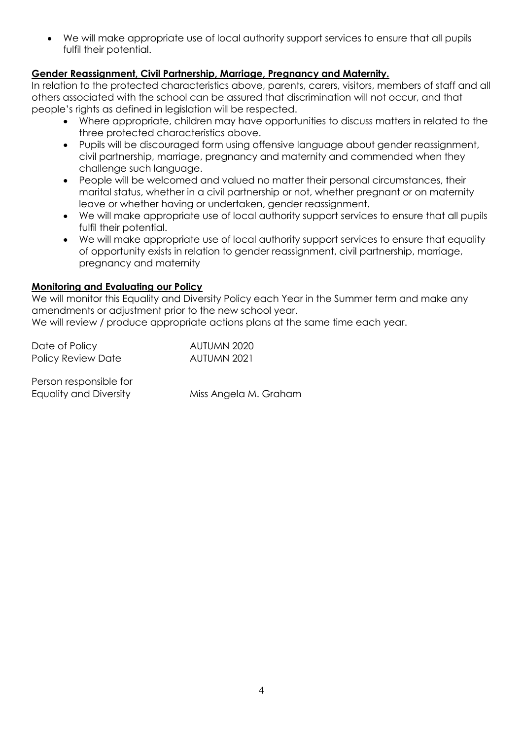- We will make appropriate use of local authority support services to ensure that all pupils fulfil their potential.

**Gender Reassignment, Civil Partnership, Marriage, Pregnancy and Maternity.**

In relation to the protected characteristics above, parents, carers, visitors, members of staff and all others associated with the school can be assured that discrimination will not occur, and that people's rights as defined in legislation will be respected.

- Where appropriate, children may have opportunities to discuss matters in related to the three protected characteristics above.
- Pupils will be discouraged form using offensive language about gender reassignment, civil partnership, marriage, pregnancy and maternity and commended when they challenge such language.
- People will be welcomed and valued no matter their personal circumstances, their marital status, whether in a civil partnership or not, whether pregnant or on maternity leave or whether having or undertaken, gender reassignment.
- We will make appropriate use of local authority support services to ensure that all pupils fulfil their potential.
- We will make appropriate use of local authority support services to ensure that equality of opportunity exists in relation to gender reassignment, civil partnership, marriage, pregnancy and maternity

**Monitoring and Evaluating our Policy**

We will monitor this Equality and Diversity Policy each Year in the Summer term and make any amendments or adjustment prior to the new school year.
We will review / produce appropriate actions plans at the same time each year.

| | |
|---|---|
| Date of Policy | AUTUMN 2020 |
| Policy Review Date | AUTUMN 2021 |
| Person responsible for Equality and Diversity | Miss Angela M. Graham |